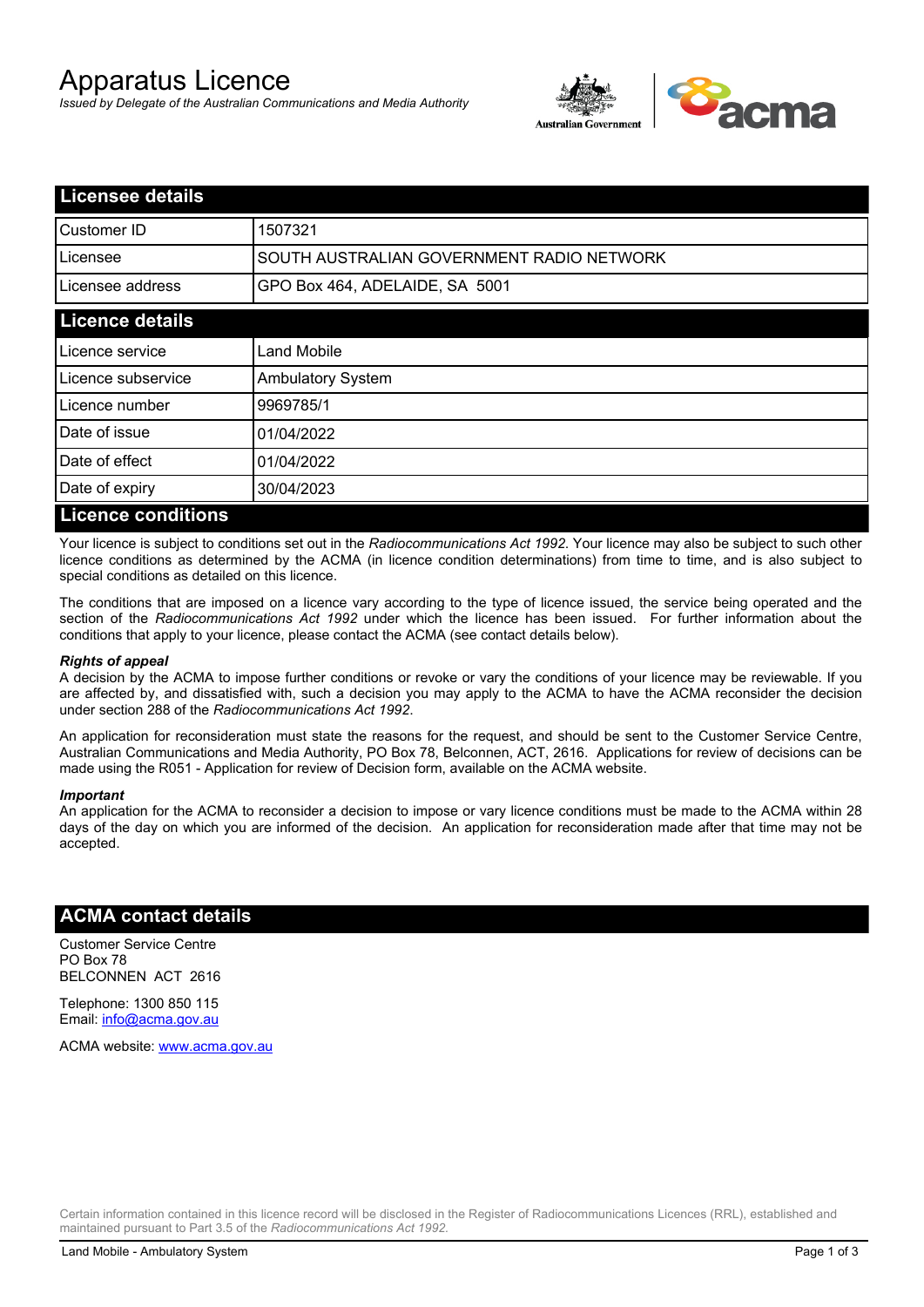# Apparatus Licence

*Issued by Delegate of the Australian Communications and Media Authority*

## Licensee details

| | |
|---|---|
| Customer ID | 1507321 |
| Licensee | SOUTH AUSTRALIAN GOVERNMENT RADIO NETWORK |
| Licensee address | GPO Box 464, ADELAIDE, SA 5001 |

## Licence details

| | |
|---|---|
| Licence service | Land Mobile |
| Licence subservice | Ambulatory System |
| Licence number | 9969785/1 |
| Date of issue | 01/04/2022 |
| Date of effect | 01/04/2022 |
| Date of expiry | 30/04/2023 |

## Licence conditions

Your licence is subject to conditions set out in the *Radiocommunications Act 1992*. Your licence may also be subject to such other licence conditions as determined by the ACMA (in licence condition determinations) from time to time, and is also subject to special conditions as detailed on this licence.

The conditions that are imposed on a licence vary according to the type of licence issued, the service being operated and the section of the *Radiocommunications Act 1992* under which the licence has been issued. For further information about the conditions that apply to your licence, please contact the ACMA (see contact details below).

***Rights of appeal***

A decision by the ACMA to impose further conditions or revoke or vary the conditions of your licence may be reviewable. If you are affected by, and dissatisfied with, such a decision you may apply to the ACMA to have the ACMA reconsider the decision under section 288 of the *Radiocommunications Act 1992*.

An application for reconsideration must state the reasons for the request, and should be sent to the Customer Service Centre, Australian Communications and Media Authority, PO Box 78, Belconnen, ACT, 2616. Applications for review of decisions can be made using the R051 - Application for review of Decision form, available on the ACMA website.

***Important***

An application for the ACMA to reconsider a decision to impose or vary licence conditions must be made to the ACMA within 28 days of the day on which you are informed of the decision. An application for reconsideration made after that time may not be accepted.

## ACMA contact details

Customer Service Centre
PO Box 78
BELCONNEN ACT 2616

Telephone: 1300 850 115
Email: info@acma.gov.au

ACMA website: www.acma.gov.au

Certain information contained in this licence record will be disclosed in the Register of Radiocommunications Licences (RRL), established and maintained pursuant to Part 3.5 of the *Radiocommunications Act 1992*.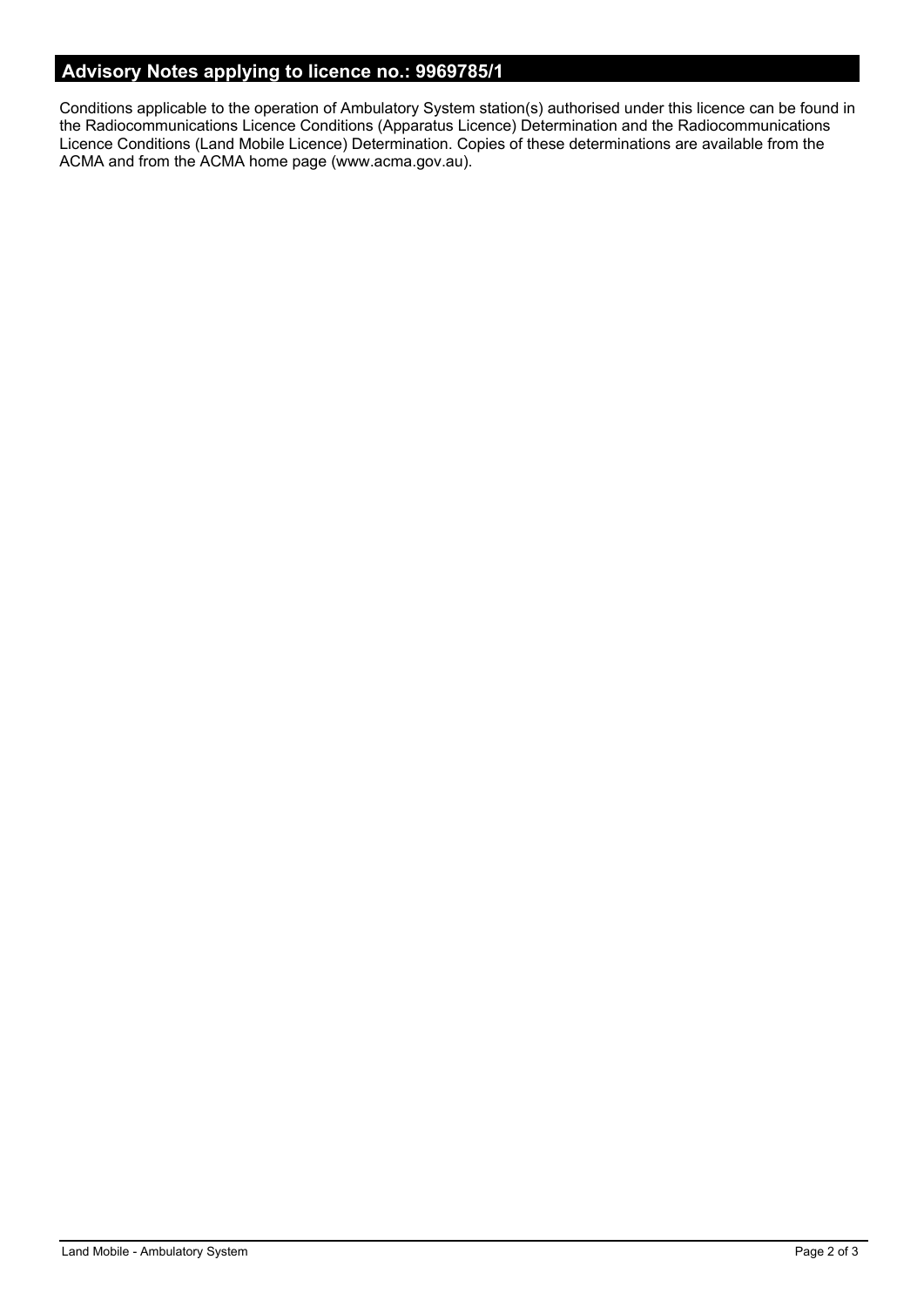## Advisory Notes applying to licence no.: 9969785/1

Conditions applicable to the operation of Ambulatory System station(s) authorised under this licence can be found in the Radiocommunications Licence Conditions (Apparatus Licence) Determination and the Radiocommunications Licence Conditions (Land Mobile Licence) Determination. Copies of these determinations are available from the ACMA and from the ACMA home page (www.acma.gov.au).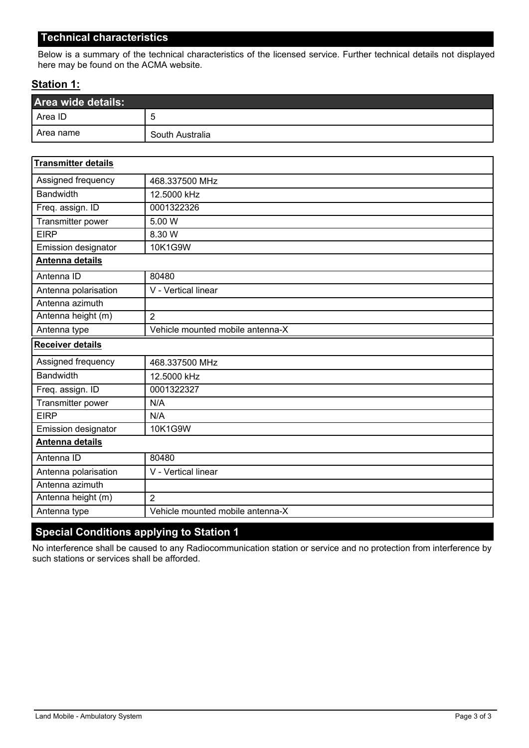## Technical characteristics

Below is a summary of the technical characteristics of the licensed service. Further technical details not displayed here may be found on the ACMA website.

### Station 1:

| Area wide details: | |
|---|---|
| Area ID | 5 |
| Area name | South Australia |

| **Transmitter details** | |
|---|---|
| Assigned frequency | 468.337500 MHz |
| Bandwidth | 12.5000 kHz |
| Freq. assign. ID | 0001322326 |
| Transmitter power | 5.00 W |
| EIRP | 8.30 W |
| Emission designator | 10K1G9W |
| **Antenna details** | |
| Antenna ID | 80480 |
| Antenna polarisation | V - Vertical linear |
| Antenna azimuth | |
| Antenna height (m) | 2 |
| Antenna type | Vehicle mounted mobile antenna-X |

| **Receiver details** | |
|---|---|
| Assigned frequency | 468.337500 MHz |
| Bandwidth | 12.5000 kHz |
| Freq. assign. ID | 0001322327 |
| Transmitter power | N/A |
| EIRP | N/A |
| Emission designator | 10K1G9W |
| **Antenna details** | |
| Antenna ID | 80480 |
| Antenna polarisation | V - Vertical linear |
| Antenna azimuth | |
| Antenna height (m) | 2 |
| Antenna type | Vehicle mounted mobile antenna-X |

## Special Conditions applying to Station 1

No interference shall be caused to any Radiocommunication station or service and no protection from interference by such stations or services shall be afforded.